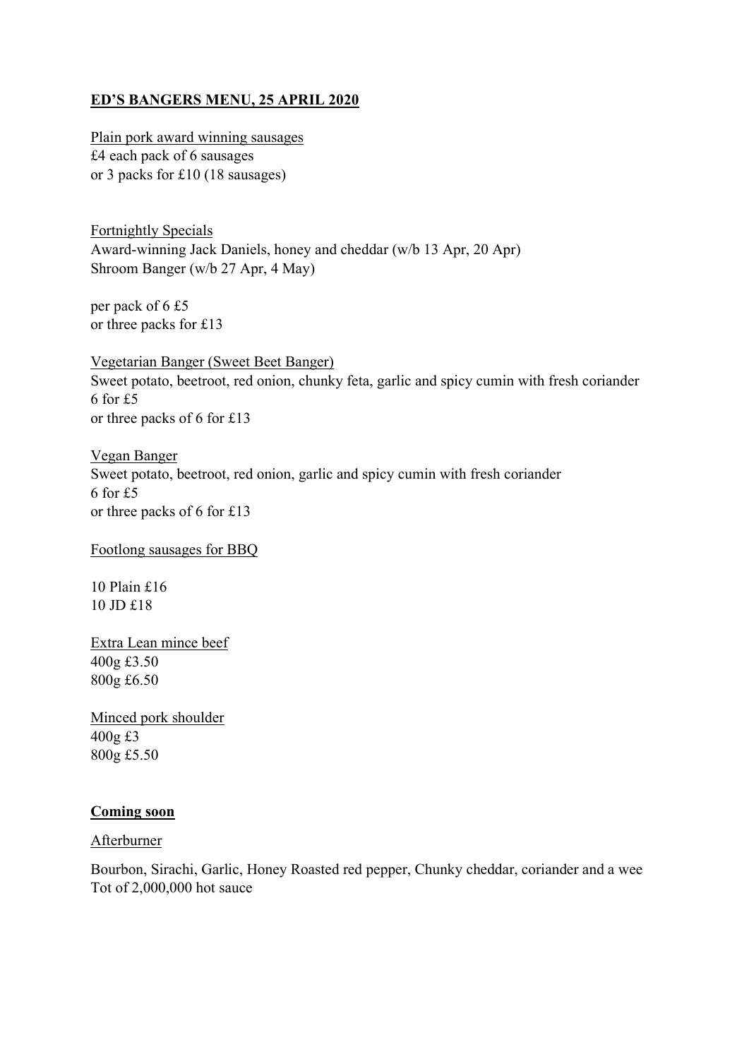# ED'S BANGERS MENU, 25 APRIL 2020

Plain pork award winning sausages
£4 each pack of 6 sausages
or 3 packs for £10 (18 sausages)

Fortnightly Specials
Award-winning Jack Daniels, honey and cheddar (w/b 13 Apr, 20 Apr)
Shroom Banger (w/b 27 Apr, 4 May)

per pack of 6 £5
or three packs for £13

Vegetarian Banger (Sweet Beet Banger)
Sweet potato, beetroot, red onion, chunky feta, garlic and spicy cumin with fresh coriander
6 for £5
or three packs of 6 for £13

Vegan Banger
Sweet potato, beetroot, red onion, garlic and spicy cumin with fresh coriander
6 for £5
or three packs of 6 for £13

Footlong sausages for BBQ

10 Plain £16
10 JD £18

Extra Lean mince beef
400g £3.50
800g £6.50

Minced pork shoulder
400g £3
800g £5.50

## Coming soon

Afterburner

Bourbon, Sirachi, Garlic, Honey Roasted red pepper, Chunky cheddar, coriander and a wee Tot of 2,000,000 hot sauce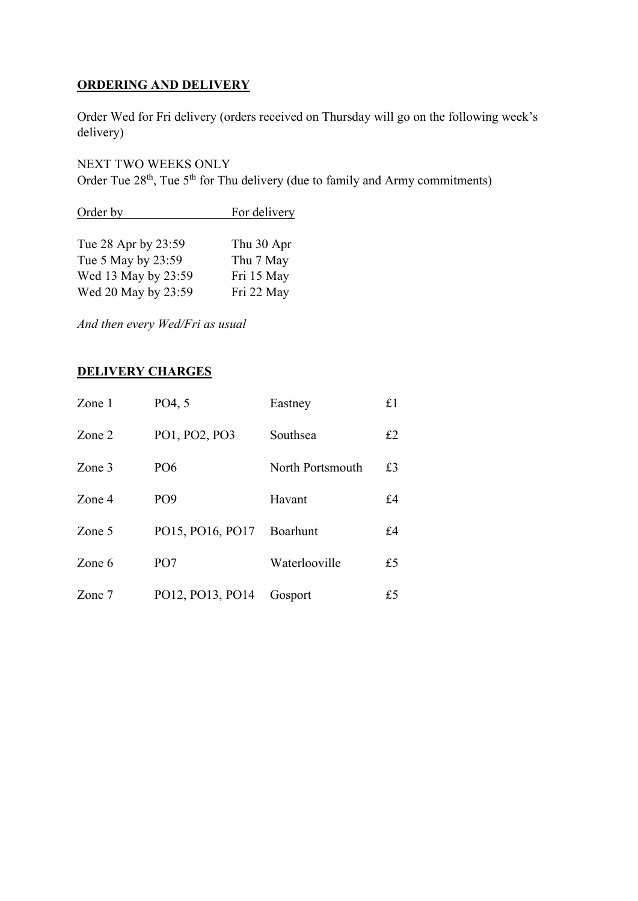**ORDERING AND DELIVERY**

Order Wed for Fri delivery (orders received on Thursday will go on the following week's delivery)

NEXT TWO WEEKS ONLY
Order Tue 28th, Tue 5th for Thu delivery (due to family and Army commitments)

| Order by | For delivery |
|---|---|
| Tue 28 Apr by 23:59 | Thu 30 Apr |
| Tue 5 May by 23:59 | Thu 7 May |
| Wed 13 May by 23:59 | Fri 15 May |
| Wed 20 May by 23:59 | Fri 22 May |

*And then every Wed/Fri as usual*

**DELIVERY CHARGES**

| | | | |
|---|---|---|---|
| Zone 1 | PO4, 5 | Eastney | £1 |
| Zone 2 | PO1, PO2, PO3 | Southsea | £2 |
| Zone 3 | PO6 | North Portsmouth | £3 |
| Zone 4 | PO9 | Havant | £4 |
| Zone 5 | PO15, PO16, PO17 | Boarhunt | £4 |
| Zone 6 | PO7 | Waterlooville | £5 |
| Zone 7 | PO12, PO13, PO14 | Gosport | £5 |